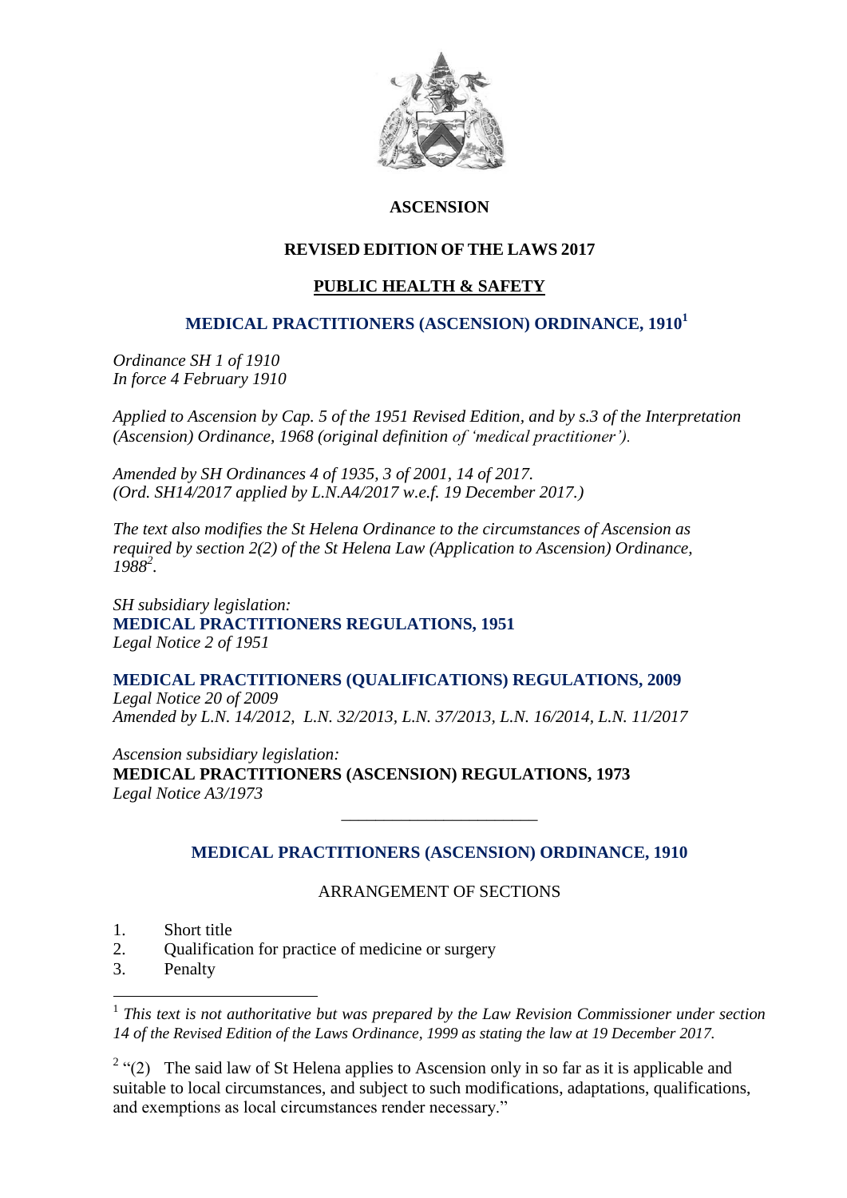# ASCENSION

## REVISED EDITION OF THE LAWS 2017

## PUBLIC HEALTH & SAFETY

## MEDICAL PRACTITIONERS (ASCENSION) ORDINANCE, 1910[1]

*Ordinance SH 1 of 1910*
*In force 4 February 1910*

*Applied to Ascension by Cap. 5 of the 1951 Revised Edition, and by s.3 of the Interpretation (Ascension) Ordinance, 1968 (original definition of 'medical practitioner').*

*Amended by SH Ordinances 4 of 1935, 3 of 2001, 14 of 2017.*
*(Ord. SH14/2017 applied by L.N.A4/2017 w.e.f. 19 December 2017.)*

*The text also modifies the St Helena Ordinance to the circumstances of Ascension as required by section 2(2) of the St Helena Law (Application to Ascension) Ordinance, 1988[2].*

*SH subsidiary legislation:*
**MEDICAL PRACTITIONERS REGULATIONS, 1951**
*Legal Notice 2 of 1951*

**MEDICAL PRACTITIONERS (QUALIFICATIONS) REGULATIONS, 2009**
*Legal Notice 20 of 2009*
*Amended by L.N. 14/2012, L.N. 32/2013, L.N. 37/2013, L.N. 16/2014, L.N. 11/2017*

*Ascension subsidiary legislation:*
**MEDICAL PRACTITIONERS (ASCENSION) REGULATIONS, 1973**
*Legal Notice A3/1973*

---

## MEDICAL PRACTITIONERS (ASCENSION) ORDINANCE, 1910

ARRANGEMENT OF SECTIONS

1. Short title
2. Qualification for practice of medicine or surgery
3. Penalty

---

[1] *This text is not authoritative but was prepared by the Law Revision Commissioner under section 14 of the Revised Edition of the Laws Ordinance, 1999 as stating the law at 19 December 2017.*

[2] "(2) The said law of St Helena applies to Ascension only in so far as it is applicable and suitable to local circumstances, and subject to such modifications, adaptations, qualifications, and exemptions as local circumstances render necessary."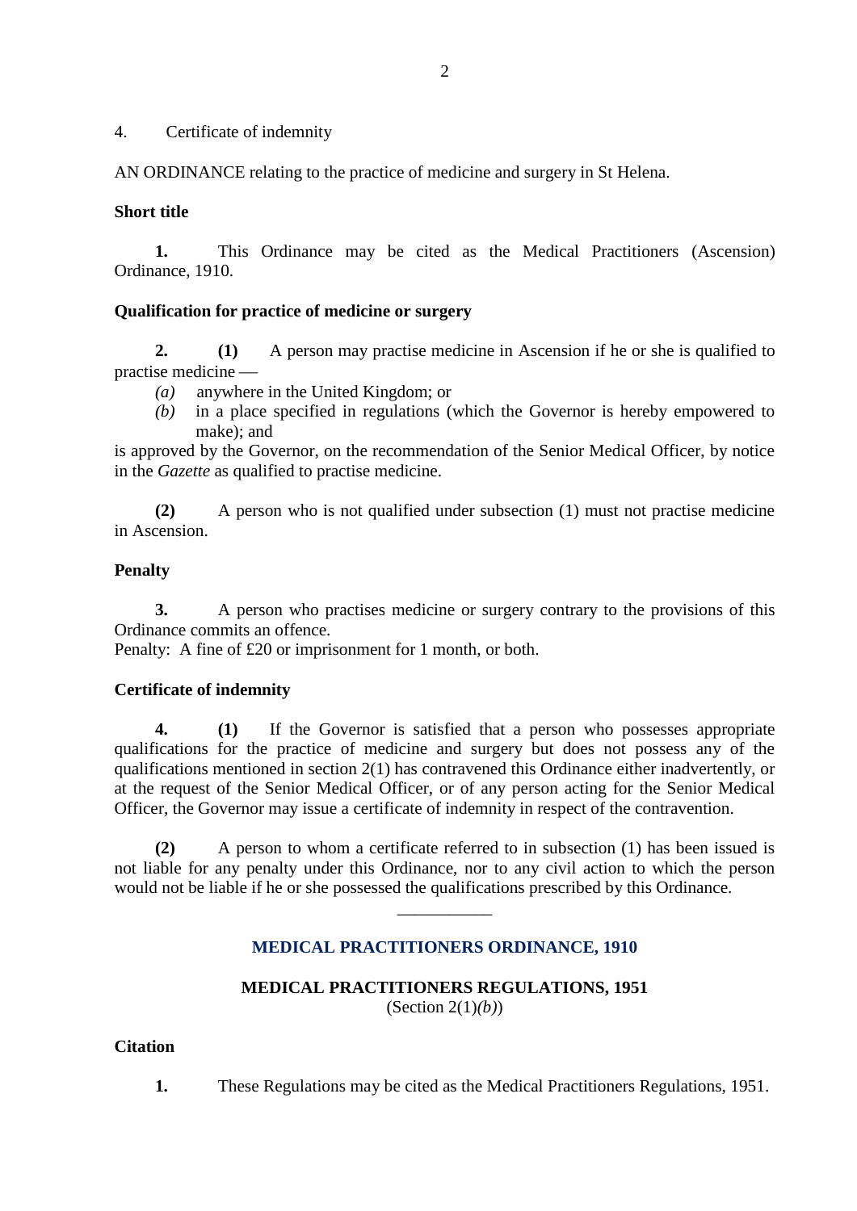4. Certificate of indemnity

AN ORDINANCE relating to the practice of medicine and surgery in St Helena.

**Short title**

**1.** This Ordinance may be cited as the Medical Practitioners (Ascension) Ordinance, 1910.

**Qualification for practice of medicine or surgery**

**2.** **(1)** A person may practise medicine in Ascension if he or she is qualified to practise medicine —

*(a)* anywhere in the United Kingdom; or

*(b)* in a place specified in regulations (which the Governor is hereby empowered to make); and

is approved by the Governor, on the recommendation of the Senior Medical Officer, by notice in the *Gazette* as qualified to practise medicine.

**(2)** A person who is not qualified under subsection (1) must not practise medicine in Ascension.

**Penalty**

**3.** A person who practises medicine or surgery contrary to the provisions of this Ordinance commits an offence.
Penalty: A fine of £20 or imprisonment for 1 month, or both.

**Certificate of indemnity**

**4.** **(1)** If the Governor is satisfied that a person who possesses appropriate qualifications for the practice of medicine and surgery but does not possess any of the qualifications mentioned in section 2(1) has contravened this Ordinance either inadvertently, or at the request of the Senior Medical Officer, or of any person acting for the Senior Medical Officer, the Governor may issue a certificate of indemnity in respect of the contravention.

**(2)** A person to whom a certificate referred to in subsection (1) has been issued is not liable for any penalty under this Ordinance, nor to any civil action to which the person would not be liable if he or she possessed the qualifications prescribed by this Ordinance.

___________

## MEDICAL PRACTITIONERS ORDINANCE, 1910

### MEDICAL PRACTITIONERS REGULATIONS, 1951

(Section 2(1)*(b)*)

**Citation**

**1.** These Regulations may be cited as the Medical Practitioners Regulations, 1951.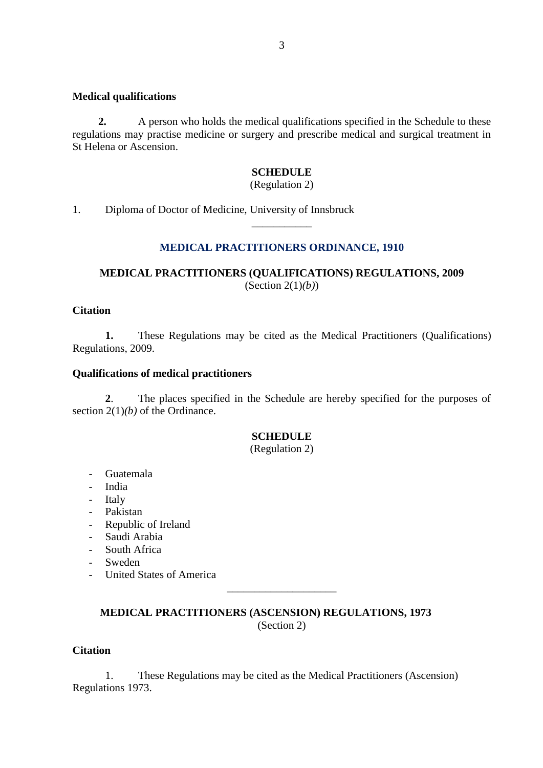**Medical qualifications**

**2.** A person who holds the medical qualifications specified in the Schedule to these regulations may practise medicine or surgery and prescribe medical and surgical treatment in St Helena or Ascension.

**SCHEDULE**
(Regulation 2)

1. Diploma of Doctor of Medicine, University of Innsbruck

---

## MEDICAL PRACTITIONERS ORDINANCE, 1910

### MEDICAL PRACTITIONERS (QUALIFICATIONS) REGULATIONS, 2009
(Section 2(1)*(b)*)

**Citation**

**1.** These Regulations may be cited as the Medical Practitioners (Qualifications) Regulations, 2009.

**Qualifications of medical practitioners**

**2**. The places specified in the Schedule are hereby specified for the purposes of section 2(1)*(b)* of the Ordinance.

**SCHEDULE**
(Regulation 2)

- Guatemala
- India
- Italy
- Pakistan
- Republic of Ireland
- Saudi Arabia
- South Africa
- Sweden
- United States of America

---

### MEDICAL PRACTITIONERS (ASCENSION) REGULATIONS, 1973
(Section 2)

**Citation**

1. These Regulations may be cited as the Medical Practitioners (Ascension) Regulations 1973.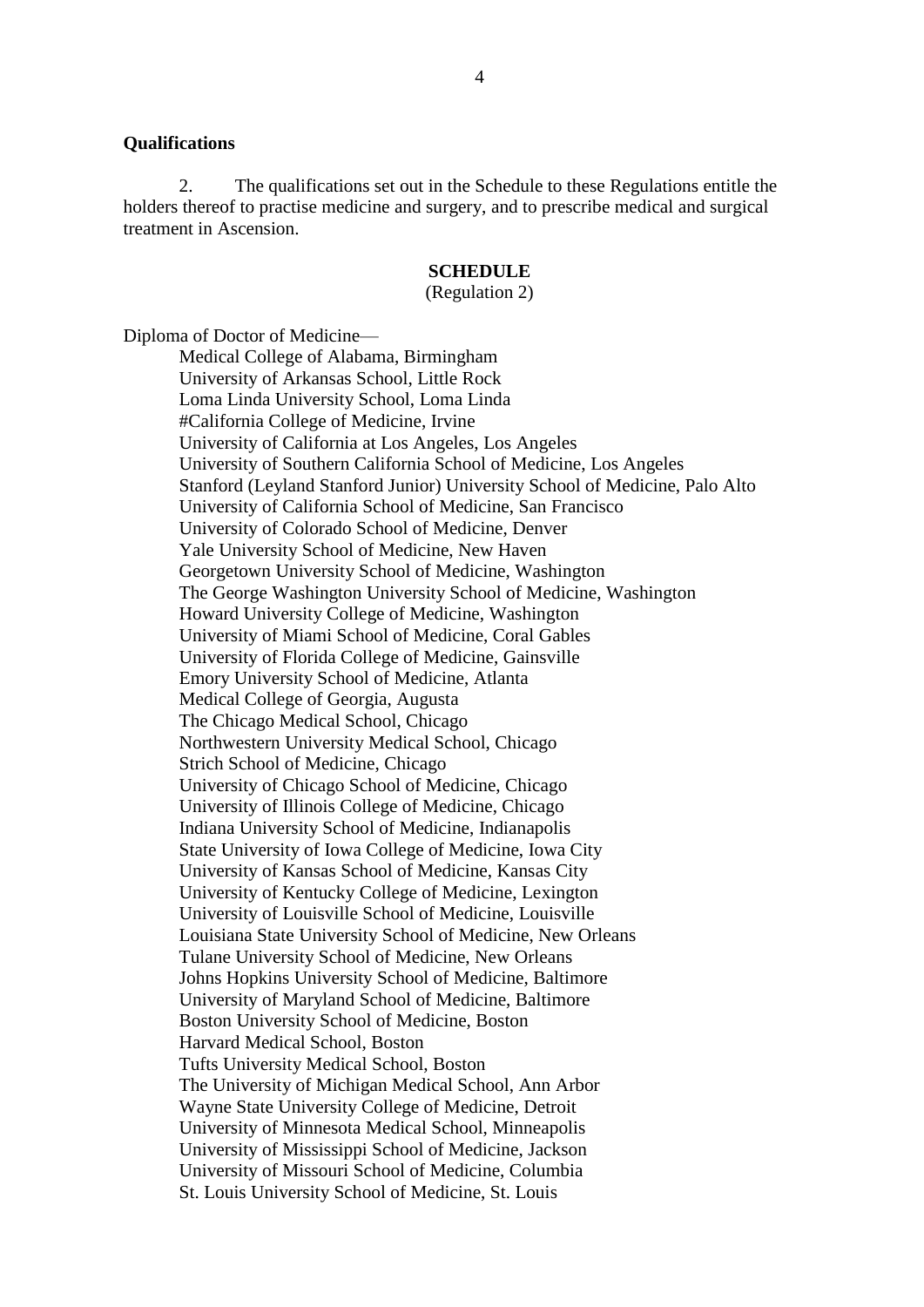**Qualifications**

2. The qualifications set out in the Schedule to these Regulations entitle the holders thereof to practise medicine and surgery, and to prescribe medical and surgical treatment in Ascension.

**SCHEDULE**

(Regulation 2)

Diploma of Doctor of Medicine—

Medical College of Alabama, Birmingham
University of Arkansas School, Little Rock
Loma Linda University School, Loma Linda
#California College of Medicine, Irvine
University of California at Los Angeles, Los Angeles
University of Southern California School of Medicine, Los Angeles
Stanford (Leyland Stanford Junior) University School of Medicine, Palo Alto
University of California School of Medicine, San Francisco
University of Colorado School of Medicine, Denver
Yale University School of Medicine, New Haven
Georgetown University School of Medicine, Washington
The George Washington University School of Medicine, Washington
Howard University College of Medicine, Washington
University of Miami School of Medicine, Coral Gables
University of Florida College of Medicine, Gainsville
Emory University School of Medicine, Atlanta
Medical College of Georgia, Augusta
The Chicago Medical School, Chicago
Northwestern University Medical School, Chicago
Strich School of Medicine, Chicago
University of Chicago School of Medicine, Chicago
University of Illinois College of Medicine, Chicago
Indiana University School of Medicine, Indianapolis
State University of Iowa College of Medicine, Iowa City
University of Kansas School of Medicine, Kansas City
University of Kentucky College of Medicine, Lexington
University of Louisville School of Medicine, Louisville
Louisiana State University School of Medicine, New Orleans
Tulane University School of Medicine, New Orleans
Johns Hopkins University School of Medicine, Baltimore
University of Maryland School of Medicine, Baltimore
Boston University School of Medicine, Boston
Harvard Medical School, Boston
Tufts University Medical School, Boston
The University of Michigan Medical School, Ann Arbor
Wayne State University College of Medicine, Detroit
University of Minnesota Medical School, Minneapolis
University of Mississippi School of Medicine, Jackson
University of Missouri School of Medicine, Columbia
St. Louis University School of Medicine, St. Louis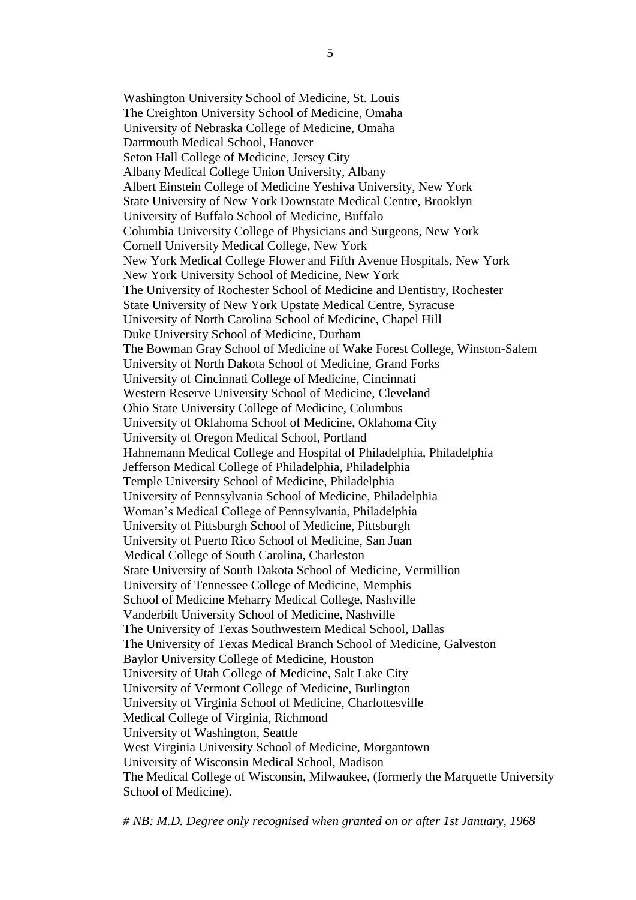Washington University School of Medicine, St. Louis
The Creighton University School of Medicine, Omaha
University of Nebraska College of Medicine, Omaha
Dartmouth Medical School, Hanover
Seton Hall College of Medicine, Jersey City
Albany Medical College Union University, Albany
Albert Einstein College of Medicine Yeshiva University, New York
State University of New York Downstate Medical Centre, Brooklyn
University of Buffalo School of Medicine, Buffalo
Columbia University College of Physicians and Surgeons, New York
Cornell University Medical College, New York
New York Medical College Flower and Fifth Avenue Hospitals, New York
New York University School of Medicine, New York
The University of Rochester School of Medicine and Dentistry, Rochester
State University of New York Upstate Medical Centre, Syracuse
University of North Carolina School of Medicine, Chapel Hill
Duke University School of Medicine, Durham
The Bowman Gray School of Medicine of Wake Forest College, Winston-Salem
University of North Dakota School of Medicine, Grand Forks
University of Cincinnati College of Medicine, Cincinnati
Western Reserve University School of Medicine, Cleveland
Ohio State University College of Medicine, Columbus
University of Oklahoma School of Medicine, Oklahoma City
University of Oregon Medical School, Portland
Hahnemann Medical College and Hospital of Philadelphia, Philadelphia
Jefferson Medical College of Philadelphia, Philadelphia
Temple University School of Medicine, Philadelphia
University of Pennsylvania School of Medicine, Philadelphia
Woman's Medical College of Pennsylvania, Philadelphia
University of Pittsburgh School of Medicine, Pittsburgh
University of Puerto Rico School of Medicine, San Juan
Medical College of South Carolina, Charleston
State University of South Dakota School of Medicine, Vermillion
University of Tennessee College of Medicine, Memphis
School of Medicine Meharry Medical College, Nashville
Vanderbilt University School of Medicine, Nashville
The University of Texas Southwestern Medical School, Dallas
The University of Texas Medical Branch School of Medicine, Galveston
Baylor University College of Medicine, Houston
University of Utah College of Medicine, Salt Lake City
University of Vermont College of Medicine, Burlington
University of Virginia School of Medicine, Charlottesville
Medical College of Virginia, Richmond
University of Washington, Seattle
West Virginia University School of Medicine, Morgantown
University of Wisconsin Medical School, Madison
The Medical College of Wisconsin, Milwaukee, (formerly the Marquette University School of Medicine).

*# NB: M.D. Degree only recognised when granted on or after 1st January, 1968*